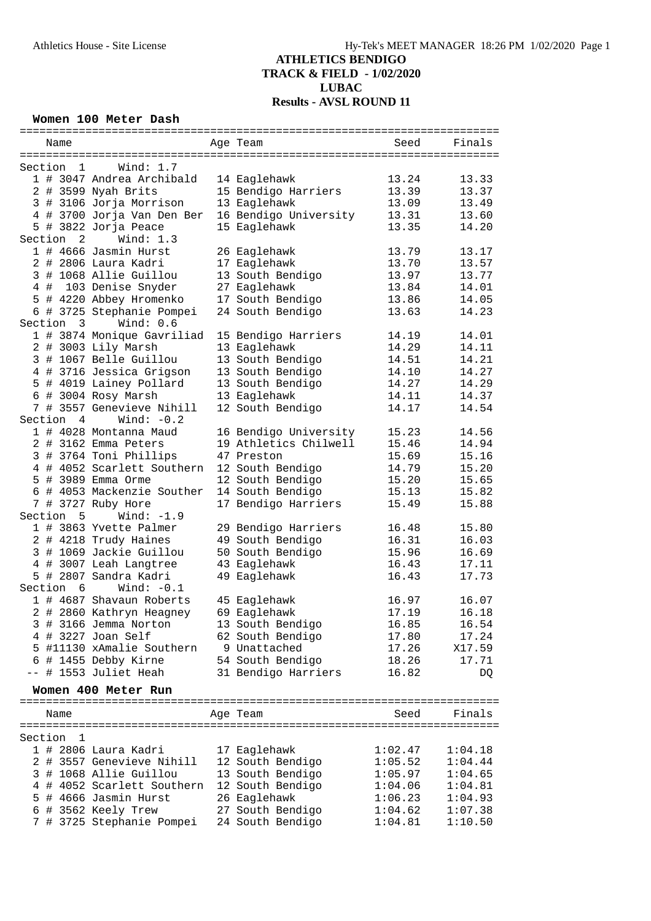# ATHLETICS BENDIGO
## TRACK & FIELD - 1/02/2020
## LUBAC
## Results - AVSL ROUND 11

### Women 100 Meter Dash

| | Name | Age | Team | Seed | Finals |
|---|---|---|---|---|---|
| **Section 1** | **Wind: 1.7** | | | | |
| 1 | # 3047 Andrea Archibald | 14 | Eaglehawk | 13.24 | 13.33 |
| 2 | # 3599 Nyah Brits | 15 | Bendigo Harriers | 13.39 | 13.37 |
| 3 | # 3106 Jorja Morrison | 13 | Eaglehawk | 13.09 | 13.49 |
| 4 | # 3700 Jorja Van Den Ber | 16 | Bendigo University | 13.31 | 13.60 |
| 5 | # 3822 Jorja Peace | 15 | Eaglehawk | 13.35 | 14.20 |
| **Section 2** | **Wind: 1.3** | | | | |
| 1 | # 4666 Jasmin Hurst | 26 | Eaglehawk | 13.79 | 13.17 |
| 2 | # 2806 Laura Kadri | 17 | Eaglehawk | 13.70 | 13.57 |
| 3 | # 1068 Allie Guillou | 13 | South Bendigo | 13.97 | 13.77 |
| 4 | # 103 Denise Snyder | 27 | Eaglehawk | 13.84 | 14.01 |
| 5 | # 4220 Abbey Hromenko | 17 | South Bendigo | 13.86 | 14.05 |
| 6 | # 3725 Stephanie Pompei | 24 | South Bendigo | 13.63 | 14.23 |
| **Section 3** | **Wind: 0.6** | | | | |
| 1 | # 3874 Monique Gavriliad | 15 | Bendigo Harriers | 14.19 | 14.01 |
| 2 | # 3003 Lily Marsh | 13 | Eaglehawk | 14.29 | 14.11 |
| 3 | # 1067 Belle Guillou | 13 | South Bendigo | 14.51 | 14.21 |
| 4 | # 3716 Jessica Grigson | 13 | South Bendigo | 14.10 | 14.27 |
| 5 | # 4019 Lainey Pollard | 13 | South Bendigo | 14.27 | 14.29 |
| 6 | # 3004 Rosy Marsh | 13 | Eaglehawk | 14.11 | 14.37 |
| 7 | # 3557 Genevieve Nihill | 12 | South Bendigo | 14.17 | 14.54 |
| **Section 4** | **Wind: -0.2** | | | | |
| 1 | # 4028 Montanna Maud | 16 | Bendigo University | 15.23 | 14.56 |
| 2 | # 3162 Emma Peters | 19 | Athletics Chilwell | 15.46 | 14.94 |
| 3 | # 3764 Toni Phillips | 47 | Preston | 15.69 | 15.16 |
| 4 | # 4052 Scarlett Southern | 12 | South Bendigo | 14.79 | 15.20 |
| 5 | # 3989 Emma Orme | 12 | South Bendigo | 15.20 | 15.65 |
| 6 | # 4053 Mackenzie Souther | 14 | South Bendigo | 15.13 | 15.82 |
| 7 | # 3727 Ruby Hore | 17 | Bendigo Harriers | 15.49 | 15.88 |
| **Section 5** | **Wind: -1.9** | | | | |
| 1 | # 3863 Yvette Palmer | 29 | Bendigo Harriers | 16.48 | 15.80 |
| 2 | # 4218 Trudy Haines | 49 | South Bendigo | 16.31 | 16.03 |
| 3 | # 1069 Jackie Guillou | 50 | South Bendigo | 15.96 | 16.69 |
| 4 | # 3007 Leah Langtree | 43 | Eaglehawk | 16.43 | 17.11 |
| 5 | # 2807 Sandra Kadri | 49 | Eaglehawk | 16.43 | 17.73 |
| **Section 6** | **Wind: -0.1** | | | | |
| 1 | # 4687 Shavaun Roberts | 45 | Eaglehawk | 16.97 | 16.07 |
| 2 | # 2860 Kathryn Heagney | 69 | Eaglehawk | 17.19 | 16.18 |
| 3 | # 3166 Jemma Norton | 13 | South Bendigo | 16.85 | 16.54 |
| 4 | # 3227 Joan Self | 62 | South Bendigo | 17.80 | 17.24 |
| 5 | #11130 xAmalie Southern | 9 | Unattached | 17.26 | X17.59 |
| 6 | # 1455 Debby Kirne | 54 | South Bendigo | 18.26 | 17.71 |
| -- | # 1553 Juliet Heah | 31 | Bendigo Harriers | 16.82 | DQ |

### Women 400 Meter Run

| | Name | Age | Team | Seed | Finals |
|---|---|---|---|---|---|
| **Section 1** | | | | | |
| 1 | # 2806 Laura Kadri | 17 | Eaglehawk | 1:02.47 | 1:04.18 |
| 2 | # 3557 Genevieve Nihill | 12 | South Bendigo | 1:05.52 | 1:04.44 |
| 3 | # 1068 Allie Guillou | 13 | South Bendigo | 1:05.97 | 1:04.65 |
| 4 | # 4052 Scarlett Southern | 12 | South Bendigo | 1:04.06 | 1:04.81 |
| 5 | # 4666 Jasmin Hurst | 26 | Eaglehawk | 1:06.23 | 1:04.93 |
| 6 | # 3562 Keely Trew | 27 | South Bendigo | 1:04.62 | 1:07.38 |
| 7 | # 3725 Stephanie Pompei | 24 | South Bendigo | 1:04.81 | 1:10.50 |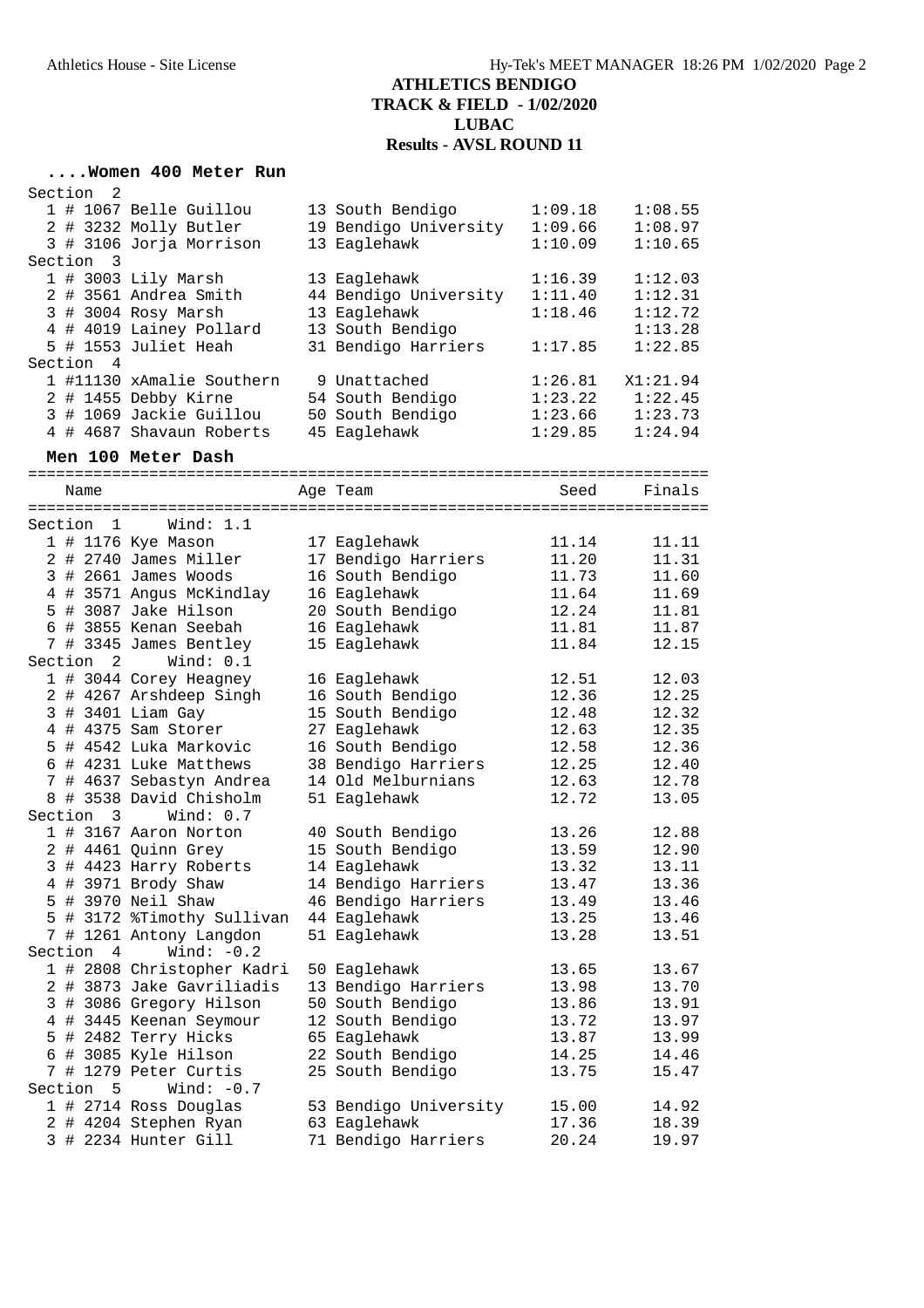# ATHLETICS BENDIGO
## TRACK & FIELD - 1/02/2020
## LUBAC
## Results - AVSL ROUND 11

### ....Women 400 Meter Run

| Place | # | Name | Age | Team | Seed | Finals |
|---|---|---|---|---|---|---|
| **Section 2** | | | | | | |
| 1 | # 1067 | Belle Guillou | 13 | South Bendigo | 1:09.18 | 1:08.55 |
| 2 | # 3232 | Molly Butler | 19 | Bendigo University | 1:09.66 | 1:08.97 |
| 3 | # 3106 | Jorja Morrison | 13 | Eaglehawk | 1:10.09 | 1:10.65 |
| **Section 3** | | | | | | |
| 1 | # 3003 | Lily Marsh | 13 | Eaglehawk | 1:16.39 | 1:12.03 |
| 2 | # 3561 | Andrea Smith | 44 | Bendigo University | 1:11.40 | 1:12.31 |
| 3 | # 3004 | Rosy Marsh | 13 | Eaglehawk | 1:18.46 | 1:12.72 |
| 4 | # 4019 | Lainey Pollard | 13 | South Bendigo | | 1:13.28 |
| 5 | # 1553 | Juliet Heah | 31 | Bendigo Harriers | 1:17.85 | 1:22.85 |
| **Section 4** | | | | | | |
| 1 | #11130 | xAmalie Southern | 9 | Unattached | 1:26.81 | X1:21.94 |
| 2 | # 1455 | Debby Kirne | 54 | South Bendigo | 1:23.22 | 1:22.45 |
| 3 | # 1069 | Jackie Guillou | 50 | South Bendigo | 1:23.66 | 1:23.73 |
| 4 | # 4687 | Shavaun Roberts | 45 | Eaglehawk | 1:29.85 | 1:24.94 |

### Men 100 Meter Dash

| Place | # | Name | Age | Team | Seed | Finals |
|---|---|---|---|---|---|---|
| **Section 1 Wind: 1.1** | | | | | | |
| 1 | # 1176 | Kye Mason | 17 | Eaglehawk | 11.14 | 11.11 |
| 2 | # 2740 | James Miller | 17 | Bendigo Harriers | 11.20 | 11.31 |
| 3 | # 2661 | James Woods | 16 | South Bendigo | 11.73 | 11.60 |
| 4 | # 3571 | Angus McKindlay | 16 | Eaglehawk | 11.64 | 11.69 |
| 5 | # 3087 | Jake Hilson | 20 | South Bendigo | 12.24 | 11.81 |
| 6 | # 3855 | Kenan Seebah | 16 | Eaglehawk | 11.81 | 11.87 |
| 7 | # 3345 | James Bentley | 15 | Eaglehawk | 11.84 | 12.15 |
| **Section 2 Wind: 0.1** | | | | | | |
| 1 | # 3044 | Corey Heagney | 16 | Eaglehawk | 12.51 | 12.03 |
| 2 | # 4267 | Arshdeep Singh | 16 | South Bendigo | 12.36 | 12.25 |
| 3 | # 3401 | Liam Gay | 15 | South Bendigo | 12.48 | 12.32 |
| 4 | # 4375 | Sam Storer | 27 | Eaglehawk | 12.63 | 12.35 |
| 5 | # 4542 | Luka Markovic | 16 | South Bendigo | 12.58 | 12.36 |
| 6 | # 4231 | Luke Matthews | 38 | Bendigo Harriers | 12.25 | 12.40 |
| 7 | # 4637 | Sebastyn Andrea | 14 | Old Melburnians | 12.63 | 12.78 |
| 8 | # 3538 | David Chisholm | 51 | Eaglehawk | 12.72 | 13.05 |
| **Section 3 Wind: 0.7** | | | | | | |
| 1 | # 3167 | Aaron Norton | 40 | South Bendigo | 13.26 | 12.88 |
| 2 | # 4461 | Quinn Grey | 15 | South Bendigo | 13.59 | 12.90 |
| 3 | # 4423 | Harry Roberts | 14 | Eaglehawk | 13.32 | 13.11 |
| 4 | # 3971 | Brody Shaw | 14 | Bendigo Harriers | 13.47 | 13.36 |
| 5 | # 3970 | Neil Shaw | 46 | Bendigo Harriers | 13.49 | 13.46 |
| 5 | # 3172 | %Timothy Sullivan | 44 | Eaglehawk | 13.25 | 13.46 |
| 7 | # 1261 | Antony Langdon | 51 | Eaglehawk | 13.28 | 13.51 |
| **Section 4 Wind: -0.2** | | | | | | |
| 1 | # 2808 | Christopher Kadri | 50 | Eaglehawk | 13.65 | 13.67 |
| 2 | # 3873 | Jake Gavriliadis | 13 | Bendigo Harriers | 13.98 | 13.70 |
| 3 | # 3086 | Gregory Hilson | 50 | South Bendigo | 13.86 | 13.91 |
| 4 | # 3445 | Keenan Seymour | 12 | South Bendigo | 13.72 | 13.97 |
| 5 | # 2482 | Terry Hicks | 65 | Eaglehawk | 13.87 | 13.99 |
| 6 | # 3085 | Kyle Hilson | 22 | South Bendigo | 14.25 | 14.46 |
| 7 | # 1279 | Peter Curtis | 25 | South Bendigo | 13.75 | 15.47 |
| **Section 5 Wind: -0.7** | | | | | | |
| 1 | # 2714 | Ross Douglas | 53 | Bendigo University | 15.00 | 14.92 |
| 2 | # 4204 | Stephen Ryan | 63 | Eaglehawk | 17.36 | 18.39 |
| 3 | # 2234 | Hunter Gill | 71 | Bendigo Harriers | 20.24 | 19.97 |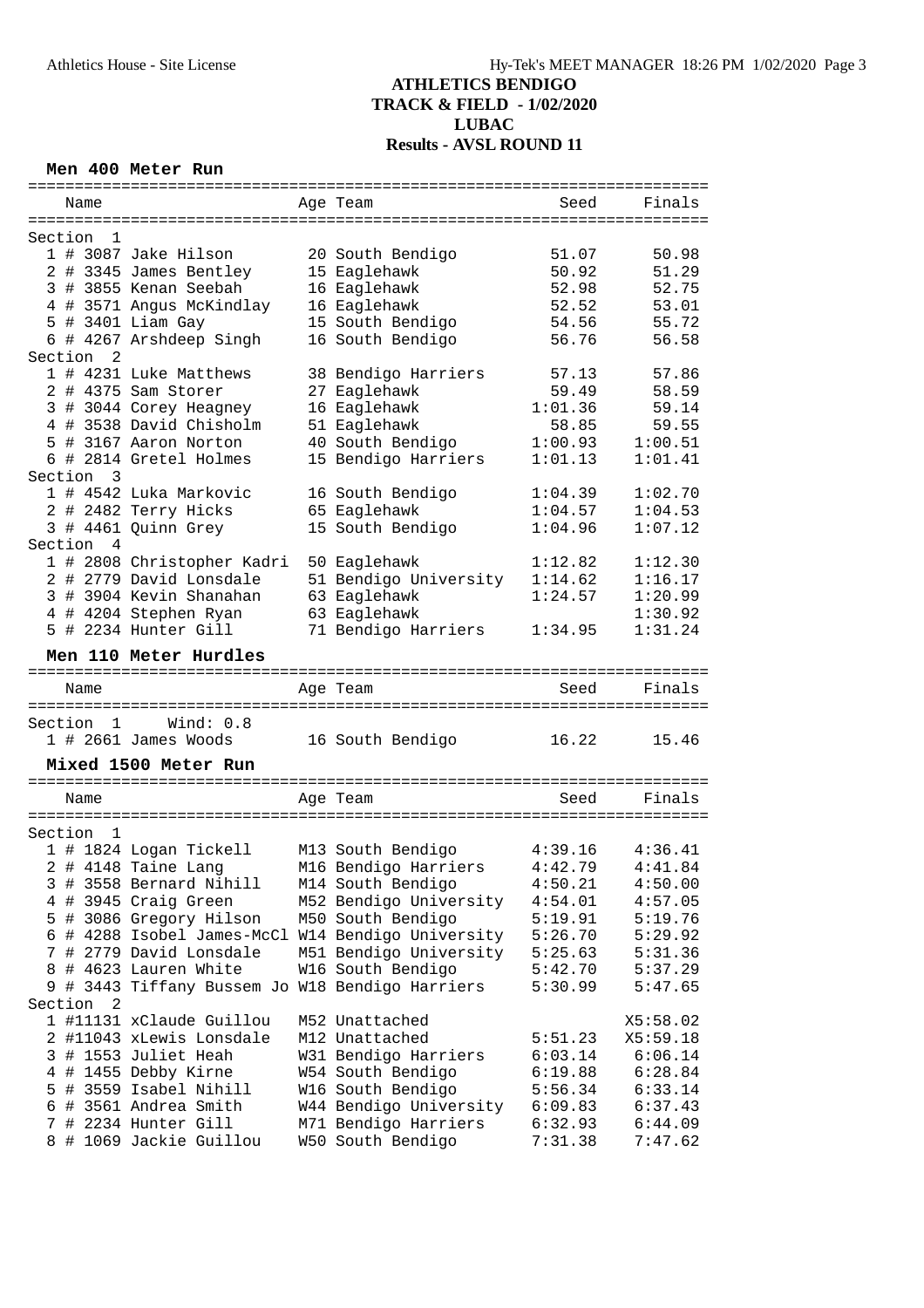# ATHLETICS BENDIGO
## TRACK & FIELD - 1/02/2020
## LUBAC
## Results - AVSL ROUND 11

### Men 400 Meter Run

| Name | Age | Team | Seed | Finals |
|---|---|---|---|---|
| **Section 1** | | | | |
| 1 # 3087 Jake Hilson | 20 | South Bendigo | 51.07 | 50.98 |
| 2 # 3345 James Bentley | 15 | Eaglehawk | 50.92 | 51.29 |
| 3 # 3855 Kenan Seebah | 16 | Eaglehawk | 52.98 | 52.75 |
| 4 # 3571 Angus McKindlay | 16 | Eaglehawk | 52.52 | 53.01 |
| 5 # 3401 Liam Gay | 15 | South Bendigo | 54.56 | 55.72 |
| 6 # 4267 Arshdeep Singh | 16 | South Bendigo | 56.76 | 56.58 |
| **Section 2** | | | | |
| 1 # 4231 Luke Matthews | 38 | Bendigo Harriers | 57.13 | 57.86 |
| 2 # 4375 Sam Storer | 27 | Eaglehawk | 59.49 | 58.59 |
| 3 # 3044 Corey Heagney | 16 | Eaglehawk | 1:01.36 | 59.14 |
| 4 # 3538 David Chisholm | 51 | Eaglehawk | 58.85 | 59.55 |
| 5 # 3167 Aaron Norton | 40 | South Bendigo | 1:00.93 | 1:00.51 |
| 6 # 2814 Gretel Holmes | 15 | Bendigo Harriers | 1:01.13 | 1:01.41 |
| **Section 3** | | | | |
| 1 # 4542 Luka Markovic | 16 | South Bendigo | 1:04.39 | 1:02.70 |
| 2 # 2482 Terry Hicks | 65 | Eaglehawk | 1:04.57 | 1:04.53 |
| 3 # 4461 Quinn Grey | 15 | South Bendigo | 1:04.96 | 1:07.12 |
| **Section 4** | | | | |
| 1 # 2808 Christopher Kadri | 50 | Eaglehawk | 1:12.82 | 1:12.30 |
| 2 # 2779 David Lonsdale | 51 | Bendigo University | 1:14.62 | 1:16.17 |
| 3 # 3904 Kevin Shanahan | 63 | Eaglehawk | 1:24.57 | 1:20.99 |
| 4 # 4204 Stephen Ryan | 63 | Eaglehawk | | 1:30.92 |
| 5 # 2234 Hunter Gill | 71 | Bendigo Harriers | 1:34.95 | 1:31.24 |

### Men 110 Meter Hurdles

| Name | Age | Team | Seed | Finals |
|---|---|---|---|---|
| **Section 1** Wind: 0.8 | | | | |
| 1 # 2661 James Woods | 16 | South Bendigo | 16.22 | 15.46 |

### Mixed 1500 Meter Run

| Name | Age | Team | Seed | Finals |
|---|---|---|---|---|
| **Section 1** | | | | |
| 1 # 1824 Logan Tickell | M13 | South Bendigo | 4:39.16 | 4:36.41 |
| 2 # 4148 Taine Lang | M16 | Bendigo Harriers | 4:42.79 | 4:41.84 |
| 3 # 3558 Bernard Nihill | M14 | South Bendigo | 4:50.21 | 4:50.00 |
| 4 # 3945 Craig Green | M52 | Bendigo University | 4:54.01 | 4:57.05 |
| 5 # 3086 Gregory Hilson | M50 | South Bendigo | 5:19.91 | 5:19.76 |
| 6 # 4288 Isobel James-McCl | W14 | Bendigo University | 5:26.70 | 5:29.92 |
| 7 # 2779 David Lonsdale | M51 | Bendigo University | 5:25.63 | 5:31.36 |
| 8 # 4623 Lauren White | W16 | South Bendigo | 5:42.70 | 5:37.29 |
| 9 # 3443 Tiffany Bussem Jo | W18 | Bendigo Harriers | 5:30.99 | 5:47.65 |
| **Section 2** | | | | |
| 1 #11131 xClaude Guillou | M52 | Unattached | | X5:58.02 |
| 2 #11043 xLewis Lonsdale | M12 | Unattached | 5:51.23 | X5:59.18 |
| 3 # 1553 Juliet Heah | W31 | Bendigo Harriers | 6:03.14 | 6:06.14 |
| 4 # 1455 Debby Kirne | W54 | South Bendigo | 6:19.88 | 6:28.84 |
| 5 # 3559 Isabel Nihill | W16 | South Bendigo | 5:56.34 | 6:33.14 |
| 6 # 3561 Andrea Smith | W44 | Bendigo University | 6:09.83 | 6:37.43 |
| 7 # 2234 Hunter Gill | M71 | Bendigo Harriers | 6:32.93 | 6:44.09 |
| 8 # 1069 Jackie Guillou | W50 | South Bendigo | 7:31.38 | 7:47.62 |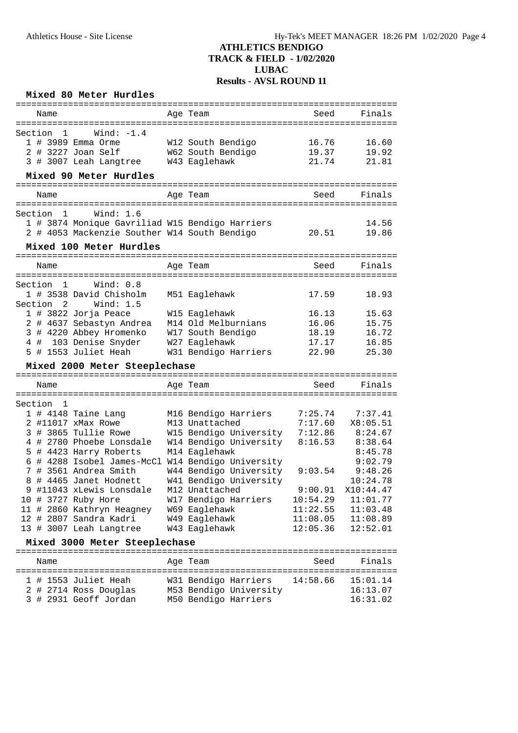# ATHLETICS BENDIGO
## TRACK & FIELD - 1/02/2020
## LUBAC
## Results - AVSL ROUND 11

### Mixed 80 Meter Hurdles

Section 1 Wind: -1.4

| Place | Name | Age | Team | Seed | Finals |
|---|---|---|---|---|---|
| 1 | # 3989 Emma Orme | W12 | South Bendigo | 16.76 | 16.60 |
| 2 | # 3227 Joan Self | W62 | South Bendigo | 19.37 | 19.92 |
| 3 | # 3007 Leah Langtree | W43 | Eaglehawk | 21.74 | 21.81 |

### Mixed 90 Meter Hurdles

Section 1 Wind: 1.6

| Place | Name | Age | Team | Seed | Finals |
|---|---|---|---|---|---|
| 1 | # 3874 Monique Gavriliad | W15 | Bendigo Harriers | | 14.56 |
| 2 | # 4053 Mackenzie Souther | W14 | South Bendigo | 20.51 | 19.86 |

### Mixed 100 Meter Hurdles

Section 1 Wind: 0.8

| Place | Name | Age | Team | Seed | Finals |
|---|---|---|---|---|---|
| 1 | # 3538 David Chisholm | M51 | Eaglehawk | 17.59 | 18.93 |

Section 2 Wind: 1.5

| Place | Name | Age | Team | Seed | Finals |
|---|---|---|---|---|---|
| 1 | # 3822 Jorja Peace | W15 | Eaglehawk | 16.13 | 15.63 |
| 2 | # 4637 Sebastyn Andrea | M14 | Old Melburnians | 16.06 | 15.75 |
| 3 | # 4220 Abbey Hromenko | W17 | South Bendigo | 18.19 | 16.72 |
| 4 | # 103 Denise Snyder | W27 | Eaglehawk | 17.17 | 16.85 |
| 5 | # 1553 Juliet Heah | W31 | Bendigo Harriers | 22.90 | 25.30 |

### Mixed 2000 Meter Steeplechase

Section 1

| Place | Name | Age | Team | Seed | Finals |
|---|---|---|---|---|---|
| 1 | # 4148 Taine Lang | M16 | Bendigo Harriers | 7:25.74 | 7:37.41 |
| 2 | #11017 xMax Rowe | M13 | Unattached | 7:17.60 | X8:05.51 |
| 3 | # 3865 Tullie Rowe | W15 | Bendigo University | 7:12.86 | 8:24.67 |
| 4 | # 2780 Phoebe Lonsdale | W14 | Bendigo University | 8:16.53 | 8:38.64 |
| 5 | # 4423 Harry Roberts | M14 | Eaglehawk | | 8:45.78 |
| 6 | # 4288 Isobel James-McCl | W14 | Bendigo University | | 9:02.79 |
| 7 | # 3561 Andrea Smith | W44 | Bendigo University | 9:03.54 | 9:48.26 |
| 8 | # 4465 Janet Hodnett | W41 | Bendigo University | | 10:24.78 |
| 9 | #11043 xLewis Lonsdale | M12 | Unattached | 9:00.91 | X10:44.47 |
| 10 | # 3727 Ruby Hore | W17 | Bendigo Harriers | 10:54.29 | 11:01.77 |
| 11 | # 2860 Kathryn Heagney | W69 | Eaglehawk | 11:22.55 | 11:03.48 |
| 12 | # 2807 Sandra Kadri | W49 | Eaglehawk | 11:08.05 | 11:08.89 |
| 13 | # 3007 Leah Langtree | W43 | Eaglehawk | 12:05.36 | 12:52.01 |

### Mixed 3000 Meter Steeplechase

| Place | Name | Age | Team | Seed | Finals |
|---|---|---|---|---|---|
| 1 | # 1553 Juliet Heah | W31 | Bendigo Harriers | 14:58.66 | 15:01.14 |
| 2 | # 2714 Ross Douglas | M53 | Bendigo University | | 16:13.07 |
| 3 | # 2931 Geoff Jordan | M50 | Bendigo Harriers | | 16:31.02 |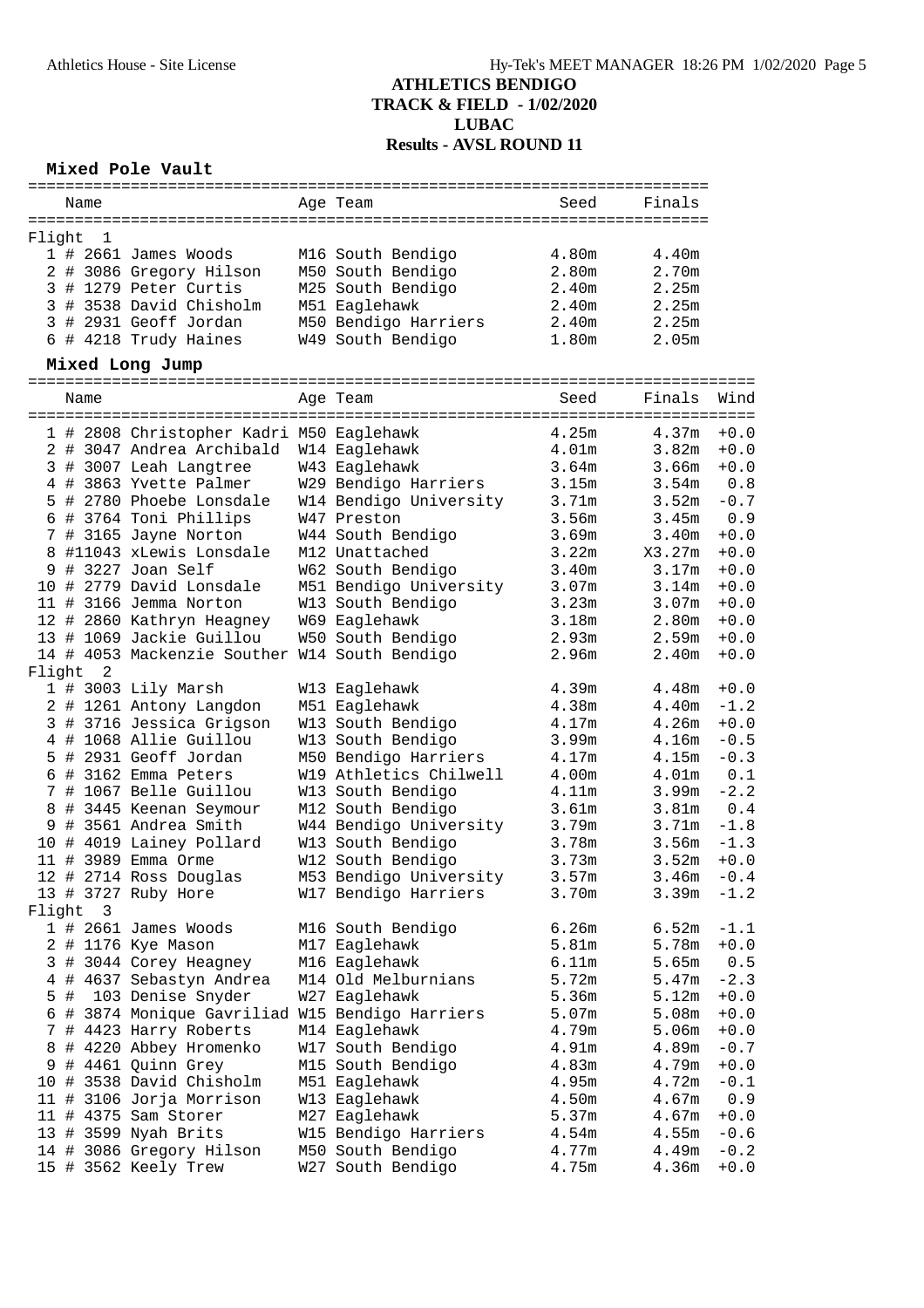# ATHLETICS BENDIGO
## TRACK & FIELD - 1/02/2020
## LUBAC
## Results - AVSL ROUND 11

### Mixed Pole Vault

| Place | # | Name | Age | Team | Seed | Finals |
|---|---|---|---|---|---|---|
| **Flight 1** | | | | | | |
| 1 | # 2661 | James Woods | M16 | South Bendigo | 4.80m | 4.40m |
| 2 | # 3086 | Gregory Hilson | M50 | South Bendigo | 2.80m | 2.70m |
| 3 | # 1279 | Peter Curtis | M25 | South Bendigo | 2.40m | 2.25m |
| 3 | # 3538 | David Chisholm | M51 | Eaglehawk | 2.40m | 2.25m |
| 3 | # 2931 | Geoff Jordan | M50 | Bendigo Harriers | 2.40m | 2.25m |
| 6 | # 4218 | Trudy Haines | W49 | South Bendigo | 1.80m | 2.05m |

### Mixed Long Jump

| Place | # | Name | Age | Team | Seed | Finals | Wind |
|---|---|---|---|---|---|---|---|
| 1 | # 2808 | Christopher Kadri | M50 | Eaglehawk | 4.25m | 4.37m | +0.0 |
| 2 | # 3047 | Andrea Archibald | W14 | Eaglehawk | 4.01m | 3.82m | +0.0 |
| 3 | # 3007 | Leah Langtree | W43 | Eaglehawk | 3.64m | 3.66m | +0.0 |
| 4 | # 3863 | Yvette Palmer | W29 | Bendigo Harriers | 3.15m | 3.54m | 0.8 |
| 5 | # 2780 | Phoebe Lonsdale | W14 | Bendigo University | 3.71m | 3.52m | -0.7 |
| 6 | # 3764 | Toni Phillips | W47 | Preston | 3.56m | 3.45m | 0.9 |
| 7 | # 3165 | Jayne Norton | W44 | South Bendigo | 3.69m | 3.40m | +0.0 |
| 8 | #11043 | xLewis Lonsdale | M12 | Unattached | 3.22m | X3.27m | +0.0 |
| 9 | # 3227 | Joan Self | W62 | South Bendigo | 3.40m | 3.17m | +0.0 |
| 10 | # 2779 | David Lonsdale | M51 | Bendigo University | 3.07m | 3.14m | +0.0 |
| 11 | # 3166 | Jemma Norton | W13 | South Bendigo | 3.23m | 3.07m | +0.0 |
| 12 | # 2860 | Kathryn Heagney | W69 | Eaglehawk | 3.18m | 2.80m | +0.0 |
| 13 | # 1069 | Jackie Guillou | W50 | South Bendigo | 2.93m | 2.59m | +0.0 |
| 14 | # 4053 | Mackenzie Souther | W14 | South Bendigo | 2.96m | 2.40m | +0.0 |
| **Flight 2** | | | | | | | |
| 1 | # 3003 | Lily Marsh | W13 | Eaglehawk | 4.39m | 4.48m | +0.0 |
| 2 | # 1261 | Antony Langdon | M51 | Eaglehawk | 4.38m | 4.40m | -1.2 |
| 3 | # 3716 | Jessica Grigson | W13 | South Bendigo | 4.17m | 4.26m | +0.0 |
| 4 | # 1068 | Allie Guillou | W13 | South Bendigo | 3.99m | 4.16m | -0.5 |
| 5 | # 2931 | Geoff Jordan | M50 | Bendigo Harriers | 4.17m | 4.15m | -0.3 |
| 6 | # 3162 | Emma Peters | W19 | Athletics Chilwell | 4.00m | 4.01m | 0.1 |
| 7 | # 1067 | Belle Guillou | W13 | South Bendigo | 4.11m | 3.99m | -2.2 |
| 8 | # 3445 | Keenan Seymour | M12 | South Bendigo | 3.61m | 3.81m | 0.4 |
| 9 | # 3561 | Andrea Smith | W44 | Bendigo University | 3.79m | 3.71m | -1.8 |
| 10 | # 4019 | Lainey Pollard | W13 | South Bendigo | 3.78m | 3.56m | -1.3 |
| 11 | # 3989 | Emma Orme | W12 | South Bendigo | 3.73m | 3.52m | +0.0 |
| 12 | # 2714 | Ross Douglas | M53 | Bendigo University | 3.57m | 3.46m | -0.4 |
| 13 | # 3727 | Ruby Hore | W17 | Bendigo Harriers | 3.70m | 3.39m | -1.2 |
| **Flight 3** | | | | | | | |
| 1 | # 2661 | James Woods | M16 | South Bendigo | 6.26m | 6.52m | -1.1 |
| 2 | # 1176 | Kye Mason | M17 | Eaglehawk | 5.81m | 5.78m | +0.0 |
| 3 | # 3044 | Corey Heagney | M16 | Eaglehawk | 6.11m | 5.65m | 0.5 |
| 4 | # 4637 | Sebastyn Andrea | M14 | Old Melburnians | 5.72m | 5.47m | -2.3 |
| 5 | # 103 | Denise Snyder | W27 | Eaglehawk | 5.36m | 5.12m | +0.0 |
| 6 | # 3874 | Monique Gavriliad | W15 | Bendigo Harriers | 5.07m | 5.08m | +0.0 |
| 7 | # 4423 | Harry Roberts | M14 | Eaglehawk | 4.79m | 5.06m | +0.0 |
| 8 | # 4220 | Abbey Hromenko | W17 | South Bendigo | 4.91m | 4.89m | -0.7 |
| 9 | # 4461 | Quinn Grey | M15 | South Bendigo | 4.83m | 4.79m | +0.0 |
| 10 | # 3538 | David Chisholm | M51 | Eaglehawk | 4.95m | 4.72m | -0.1 |
| 11 | # 3106 | Jorja Morrison | W13 | Eaglehawk | 4.50m | 4.67m | 0.9 |
| 11 | # 4375 | Sam Storer | M27 | Eaglehawk | 5.37m | 4.67m | +0.0 |
| 13 | # 3599 | Nyah Brits | W15 | Bendigo Harriers | 4.54m | 4.55m | -0.6 |
| 14 | # 3086 | Gregory Hilson | M50 | South Bendigo | 4.77m | 4.49m | -0.2 |
| 15 | # 3562 | Keely Trew | W27 | South Bendigo | 4.75m | 4.36m | +0.0 |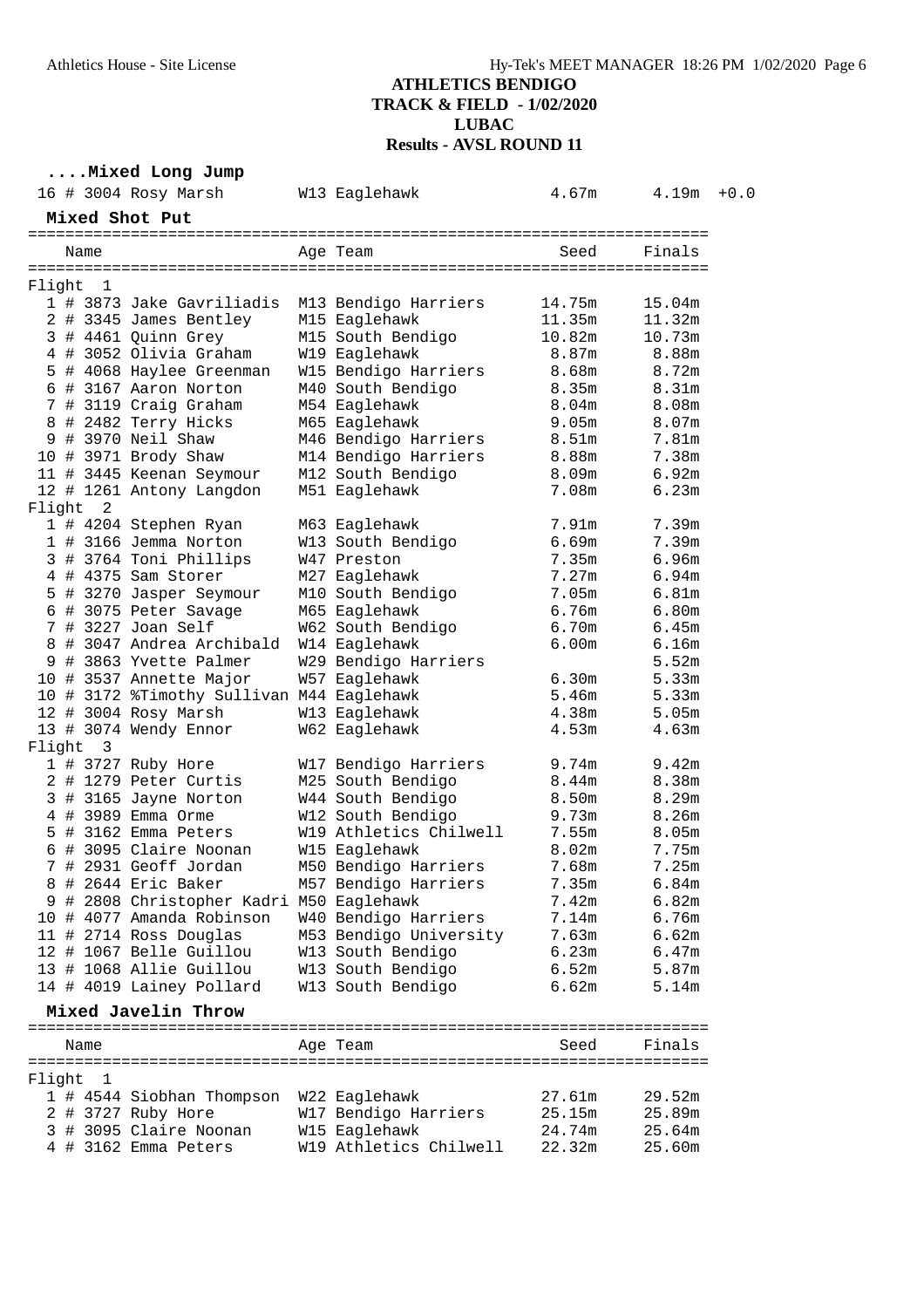# ATHLETICS BENDIGO
## TRACK & FIELD - 1/02/2020
## LUBAC
## Results - AVSL ROUND 11

### ....Mixed Long Jump

| Place | # | No. | Name | Age | Team | Seed | Finals | Wind |
|---|---|---|---|---|---|---|---|---|
| 16 | # | 3004 | Rosy Marsh | W13 | Eaglehawk | 4.67m | 4.19m | +0.0 |

### Mixed Shot Put

| Place | # | No. | Name | Age | Team | Seed | Finals |
|---|---|---|---|---|---|---|---|
| **Flight 1** | | | | | | | |
| 1 | # | 3873 | Jake Gavriliadis | M13 | Bendigo Harriers | 14.75m | 15.04m |
| 2 | # | 3345 | James Bentley | M15 | Eaglehawk | 11.35m | 11.32m |
| 3 | # | 4461 | Quinn Grey | M15 | South Bendigo | 10.82m | 10.73m |
| 4 | # | 3052 | Olivia Graham | W19 | Eaglehawk | 8.87m | 8.88m |
| 5 | # | 4068 | Haylee Greenman | W15 | Bendigo Harriers | 8.68m | 8.72m |
| 6 | # | 3167 | Aaron Norton | M40 | South Bendigo | 8.35m | 8.31m |
| 7 | # | 3119 | Craig Graham | M54 | Eaglehawk | 8.04m | 8.08m |
| 8 | # | 2482 | Terry Hicks | M65 | Eaglehawk | 9.05m | 8.07m |
| 9 | # | 3970 | Neil Shaw | M46 | Bendigo Harriers | 8.51m | 7.81m |
| 10 | # | 3971 | Brody Shaw | M14 | Bendigo Harriers | 8.88m | 7.38m |
| 11 | # | 3445 | Keenan Seymour | M12 | South Bendigo | 8.09m | 6.92m |
| 12 | # | 1261 | Antony Langdon | M51 | Eaglehawk | 7.08m | 6.23m |
| **Flight 2** | | | | | | | |
| 1 | # | 4204 | Stephen Ryan | M63 | Eaglehawk | 7.91m | 7.39m |
| 1 | # | 3166 | Jemma Norton | W13 | South Bendigo | 6.69m | 7.39m |
| 3 | # | 3764 | Toni Phillips | W47 | Preston | 7.35m | 6.96m |
| 4 | # | 4375 | Sam Storer | M27 | Eaglehawk | 7.27m | 6.94m |
| 5 | # | 3270 | Jasper Seymour | M10 | South Bendigo | 7.05m | 6.81m |
| 6 | # | 3075 | Peter Savage | M65 | Eaglehawk | 6.76m | 6.80m |
| 7 | # | 3227 | Joan Self | W62 | South Bendigo | 6.70m | 6.45m |
| 8 | # | 3047 | Andrea Archibald | W14 | Eaglehawk | 6.00m | 6.16m |
| 9 | # | 3863 | Yvette Palmer | W29 | Bendigo Harriers | | 5.52m |
| 10 | # | 3537 | Annette Major | W57 | Eaglehawk | 6.30m | 5.33m |
| 10 | # | 3172 | %Timothy Sullivan | M44 | Eaglehawk | 5.46m | 5.33m |
| 12 | # | 3004 | Rosy Marsh | W13 | Eaglehawk | 4.38m | 5.05m |
| 13 | # | 3074 | Wendy Ennor | W62 | Eaglehawk | 4.53m | 4.63m |
| **Flight 3** | | | | | | | |
| 1 | # | 3727 | Ruby Hore | W17 | Bendigo Harriers | 9.74m | 9.42m |
| 2 | # | 1279 | Peter Curtis | M25 | South Bendigo | 8.44m | 8.38m |
| 3 | # | 3165 | Jayne Norton | W44 | South Bendigo | 8.50m | 8.29m |
| 4 | # | 3989 | Emma Orme | W12 | South Bendigo | 9.73m | 8.26m |
| 5 | # | 3162 | Emma Peters | W19 | Athletics Chilwell | 7.55m | 8.05m |
| 6 | # | 3095 | Claire Noonan | W15 | Eaglehawk | 8.02m | 7.75m |
| 7 | # | 2931 | Geoff Jordan | M50 | Bendigo Harriers | 7.68m | 7.25m |
| 8 | # | 2644 | Eric Baker | M57 | Bendigo Harriers | 7.35m | 6.84m |
| 9 | # | 2808 | Christopher Kadri | M50 | Eaglehawk | 7.42m | 6.82m |
| 10 | # | 4077 | Amanda Robinson | W40 | Bendigo Harriers | 7.14m | 6.76m |
| 11 | # | 2714 | Ross Douglas | M53 | Bendigo University | 7.63m | 6.62m |
| 12 | # | 1067 | Belle Guillou | W13 | South Bendigo | 6.23m | 6.47m |
| 13 | # | 1068 | Allie Guillou | W13 | South Bendigo | 6.52m | 5.87m |
| 14 | # | 4019 | Lainey Pollard | W13 | South Bendigo | 6.62m | 5.14m |

### Mixed Javelin Throw

| Place | # | No. | Name | Age | Team | Seed | Finals |
|---|---|---|---|---|---|---|---|
| **Flight 1** | | | | | | | |
| 1 | # | 4544 | Siobhan Thompson | W22 | Eaglehawk | 27.61m | 29.52m |
| 2 | # | 3727 | Ruby Hore | W17 | Bendigo Harriers | 25.15m | 25.89m |
| 3 | # | 3095 | Claire Noonan | W15 | Eaglehawk | 24.74m | 25.64m |
| 4 | # | 3162 | Emma Peters | W19 | Athletics Chilwell | 22.32m | 25.60m |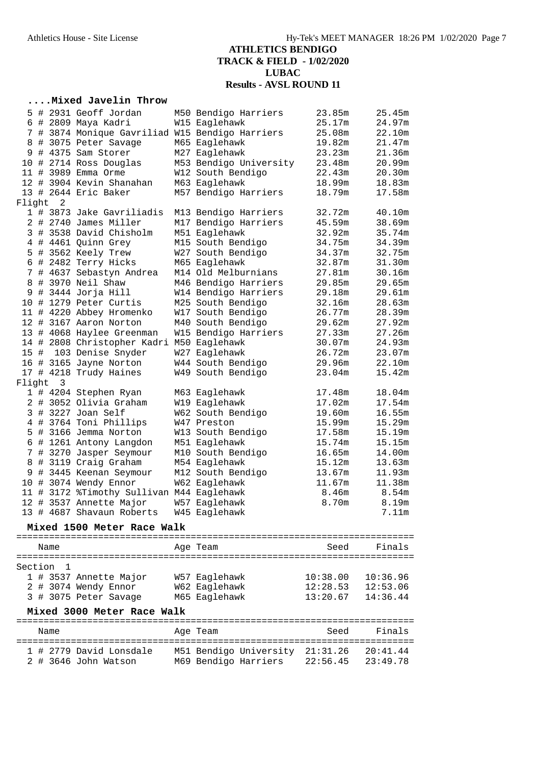# ATHLETICS BENDIGO
## TRACK & FIELD - 1/02/2020
## LUBAC
## Results - AVSL ROUND 11

### ....Mixed Javelin Throw

| | | | | | | |
|---|---|---|---|---|---|---|
| 5 | # 2931 | Geoff Jordan | M50 | Bendigo Harriers | 23.85m | 25.45m |
| 6 | # 2809 | Maya Kadri | W15 | Eaglehawk | 25.17m | 24.97m |
| 7 | # 3874 | Monique Gavriliad | W15 | Bendigo Harriers | 25.08m | 22.10m |
| 8 | # 3075 | Peter Savage | M65 | Eaglehawk | 19.82m | 21.47m |
| 9 | # 4375 | Sam Storer | M27 | Eaglehawk | 23.23m | 21.36m |
| 10 | # 2714 | Ross Douglas | M53 | Bendigo University | 23.48m | 20.99m |
| 11 | # 3989 | Emma Orme | W12 | South Bendigo | 22.43m | 20.30m |
| 12 | # 3904 | Kevin Shanahan | M63 | Eaglehawk | 18.99m | 18.83m |
| 13 | # 2644 | Eric Baker | M57 | Bendigo Harriers | 18.79m | 17.58m |
| Flight 2 | | | | | | |
| 1 | # 3873 | Jake Gavriliadis | M13 | Bendigo Harriers | 32.72m | 40.10m |
| 2 | # 2740 | James Miller | M17 | Bendigo Harriers | 45.59m | 38.69m |
| 3 | # 3538 | David Chisholm | M51 | Eaglehawk | 32.92m | 35.74m |
| 4 | # 4461 | Quinn Grey | M15 | South Bendigo | 34.75m | 34.39m |
| 5 | # 3562 | Keely Trew | W27 | South Bendigo | 34.37m | 32.75m |
| 6 | # 2482 | Terry Hicks | M65 | Eaglehawk | 32.87m | 31.30m |
| 7 | # 4637 | Sebastyn Andrea | M14 | Old Melburnians | 27.81m | 30.16m |
| 8 | # 3970 | Neil Shaw | M46 | Bendigo Harriers | 29.85m | 29.65m |
| 9 | # 3444 | Jorja Hill | W14 | Bendigo Harriers | 29.18m | 29.61m |
| 10 | # 1279 | Peter Curtis | M25 | South Bendigo | 32.16m | 28.63m |
| 11 | # 4220 | Abbey Hromenko | W17 | South Bendigo | 26.77m | 28.39m |
| 12 | # 3167 | Aaron Norton | M40 | South Bendigo | 29.62m | 27.92m |
| 13 | # 4068 | Haylee Greenman | W15 | Bendigo Harriers | 27.33m | 27.26m |
| 14 | # 2808 | Christopher Kadri | M50 | Eaglehawk | 30.07m | 24.93m |
| 15 | # 103 | Denise Snyder | W27 | Eaglehawk | 26.72m | 23.07m |
| 16 | # 3165 | Jayne Norton | W44 | South Bendigo | 29.96m | 22.10m |
| 17 | # 4218 | Trudy Haines | W49 | South Bendigo | 23.04m | 15.42m |
| Flight 3 | | | | | | |
| 1 | # 4204 | Stephen Ryan | M63 | Eaglehawk | 17.48m | 18.04m |
| 2 | # 3052 | Olivia Graham | W19 | Eaglehawk | 17.02m | 17.54m |
| 3 | # 3227 | Joan Self | W62 | South Bendigo | 19.60m | 16.55m |
| 4 | # 3764 | Toni Phillips | W47 | Preston | 15.99m | 15.29m |
| 5 | # 3166 | Jemma Norton | W13 | South Bendigo | 17.58m | 15.19m |
| 6 | # 1261 | Antony Langdon | M51 | Eaglehawk | 15.74m | 15.15m |
| 7 | # 3270 | Jasper Seymour | M10 | South Bendigo | 16.65m | 14.00m |
| 8 | # 3119 | Craig Graham | M54 | Eaglehawk | 15.12m | 13.63m |
| 9 | # 3445 | Keenan Seymour | M12 | South Bendigo | 13.67m | 11.93m |
| 10 | # 3074 | Wendy Ennor | W62 | Eaglehawk | 11.67m | 11.38m |
| 11 | # 3172 | %Timothy Sullivan | M44 | Eaglehawk | 8.46m | 8.54m |
| 12 | # 3537 | Annette Major | W57 | Eaglehawk | 8.70m | 8.19m |
| 13 | # 4687 | Shavaun Roberts | W45 | Eaglehawk | | 7.11m |

### Mixed 1500 Meter Race Walk

| | | Name | Age | Team | Seed | Finals |
|---|---|---|---|---|---|---|
| Section 1 | | | | | | |
| 1 | # 3537 | Annette Major | W57 | Eaglehawk | 10:38.00 | 10:36.96 |
| 2 | # 3074 | Wendy Ennor | W62 | Eaglehawk | 12:28.53 | 12:53.06 |
| 3 | # 3075 | Peter Savage | M65 | Eaglehawk | 13:20.67 | 14:36.44 |

### Mixed 3000 Meter Race Walk

| | | Name | Age | Team | Seed | Finals |
|---|---|---|---|---|---|---|
| 1 | # 2779 | David Lonsdale | M51 | Bendigo University | 21:31.26 | 20:41.44 |
| 2 | # 3646 | John Watson | M69 | Bendigo Harriers | 22:56.45 | 23:49.78 |